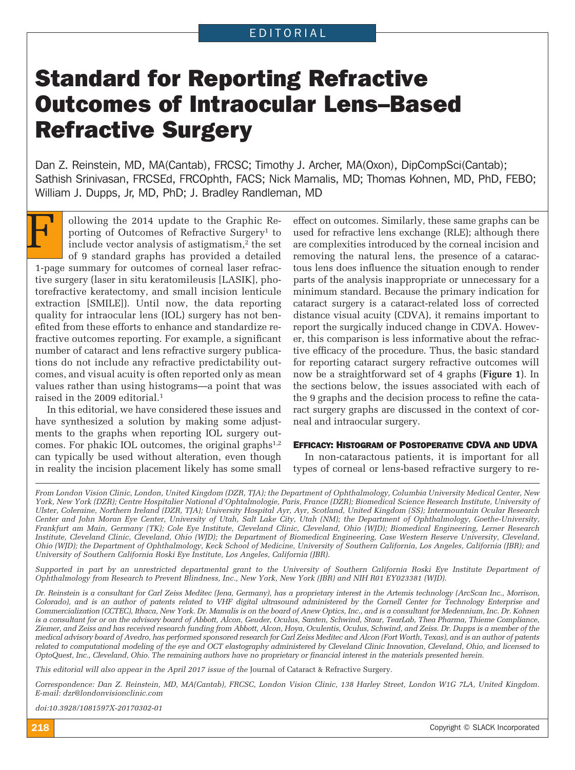EDITORIAL

# Standard for Reporting Refractive Outcomes of Intraocular Lens–Based Refractive Surgery

Dan Z. Reinstein, MD, MA(Cantab), FRCSC; Timothy J. Archer, MA(Oxon), DipCompSci(Cantab); Sathish Srinivasan, FRCSEd, FRCOphth, FACS; Nick Mamalis, MD; Thomas Kohnen, MD, PhD, FEBO; William J. Dupps, Jr, MD, PhD; J. Bradley Randleman, MD

Following the 2014 update to the Graphic Reporting of Outcomes of Refractive Surgery[1] to include vector analysis of astigmatism,[2] the set of 9 standard graphs has provided a detailed 1-page summary for outcomes of corneal laser refractive surgery (laser in situ keratomileusis [LASIK], photorefractive keratectomy, and small incision lenticule extraction [SMILE]). Until now, the data reporting quality for intraocular lens (IOL) surgery has not benefited from these efforts to enhance and standardize refractive outcomes reporting. For example, a significant number of cataract and lens refractive surgery publications do not include any refractive predictability outcomes, and visual acuity is often reported only as mean values rather than using histograms—a point that was raised in the 2009 editorial.[1]

In this editorial, we have considered these issues and have synthesized a solution by making some adjustments to the graphs when reporting IOL surgery outcomes. For phakic IOL outcomes, the original graphs[1,2] can typically be used without alteration, even though in reality the incision placement likely has some small effect on outcomes. Similarly, these same graphs can be used for refractive lens exchange (RLE); although there are complexities introduced by the corneal incision and removing the natural lens, the presence of a cataractous lens does influence the situation enough to render parts of the analysis inappropriate or unnecessary for a minimum standard. Because the primary indication for cataract surgery is a cataract-related loss of corrected distance visual acuity (CDVA), it remains important to report the surgically induced change in CDVA. However, this comparison is less informative about the refractive efficacy of the procedure. Thus, the basic standard for reporting cataract surgery refractive outcomes will now be a straightforward set of 4 graphs (**Figure 1**). In the sections below, the issues associated with each of the 9 graphs and the decision process to refine the cataract surgery graphs are discussed in the context of corneal and intraocular surgery.

## Efficacy: Histogram of Postoperative CDVA and UDVA

In non-cataractous patients, it is important for all types of corneal or lens-based refractive surgery to re-

*From London Vision Clinic, London, United Kingdom (DZR, TJA); the Department of Ophthalmology, Columbia University Medical Center, New York, New York (DZR); Centre Hospitalier National d'Ophtalmologie, Paris, France (DZR); Biomedical Science Research Institute, University of Ulster, Coleraine, Northern Ireland (DZR, TJA); University Hospital Ayr, Ayr, Scotland, United Kingdom (SS); Intermountain Ocular Research Center and John Moran Eye Center, University of Utah, Salt Lake City, Utah (NM); the Department of Ophthalmology, Goethe-University, Frankfurt am Main, Germany (TK); Cole Eye Institute, Cleveland Clinic, Cleveland, Ohio (WJD); Biomedical Engineering, Lerner Research Institute, Cleveland Clinic, Cleveland, Ohio (WJD); the Department of Biomedical Engineering, Case Western Reserve University, Cleveland, Ohio (WJD); the Department of Ophthalmology, Keck School of Medicine, University of Southern California, Los Angeles, California (JBR); and University of Southern California Roski Eye Institute, Los Angeles, California (JBR).*

*Supported in part by an unrestricted departmental grant to the University of Southern California Roski Eye Institute Department of Ophthalmology from Research to Prevent Blindness, Inc., New York, New York (JBR) and NIH R01 EY023381 (WJD).*

*Dr. Reinstein is a consultant for Carl Zeiss Meditec (Jena, Germany), has a proprietary interest in the Artemis technology (ArcScan Inc., Morrison, Colorado), and is an author of patents related to VHF digital ultrasound administered by the Cornell Center for Technology Enterprise and Commercialization (CCTEC), Ithaca, New York. Dr. Mamalis is on the board of Anew Optics, Inc., and is a consultant for Medennium, Inc. Dr. Kohnen is a consultant for or on the advisory board of Abbott, Alcon, Geuder, Oculus, Santen, Schwind, Staar, TearLab, Thea Pharma, Thieme Compliance, Ziemer, and Zeiss and has received research funding from Abbott, Alcon, Hoya, Oculentis, Oculus, Schwind, and Zeiss. Dr. Dupps is a member of the medical advisory board of Avedro, has performed sponsored research for Carl Zeiss Meditec and Alcon (Fort Worth, Texas), and is an author of patents related to computational modeling of the eye and OCT elastography administered by Cleveland Clinic Innovation, Cleveland, Ohio, and licensed to OptoQuest, Inc., Cleveland, Ohio. The remaining authors have no proprietary or financial interest in the materials presented herein.*

*This editorial will also appear in the April 2017 issue of the* Journal of Cataract & Refractive Surgery.

*Correspondence: Dan Z. Reinstein, MD, MA(Cantab), FRCSC, London Vision Clinic, 138 Harley Street, London W1G 7LA, United Kingdom. E-mail: dzr@londonvisionclinic.com*

*doi:10.3928/1081597X-20170302-01*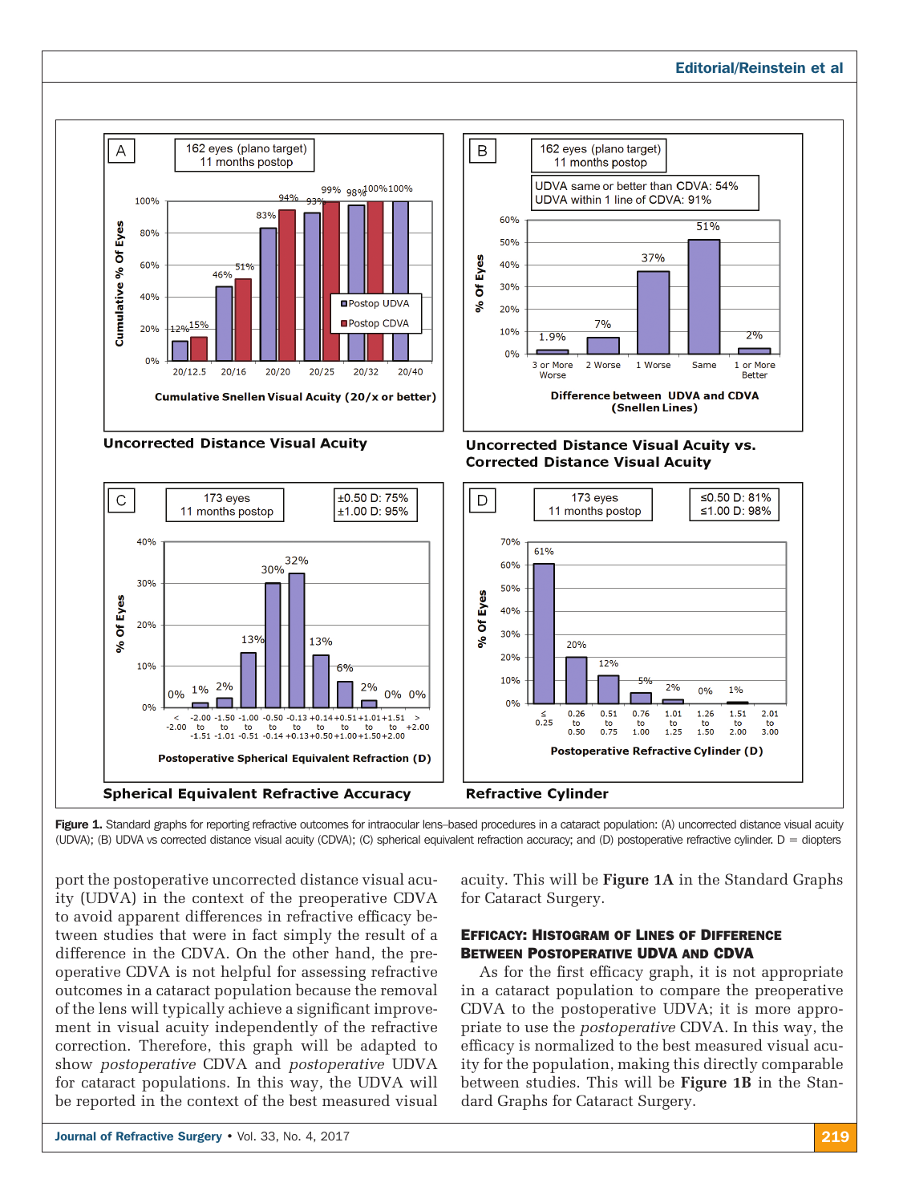Figure 1. Standard graphs for reporting refractive outcomes for intraocular lens–based procedures in a cataract population: (A) uncorrected distance visual acuity (UDVA); (B) UDVA vs corrected distance visual acuity (CDVA); (C) spherical equivalent refraction accuracy; and (D) postoperative refractive cylinder. D = diopters

port the postoperative uncorrected distance visual acuity (UDVA) in the context of the preoperative CDVA to avoid apparent differences in refractive efficacy between studies that were in fact simply the result of a difference in the CDVA. On the other hand, the preoperative CDVA is not helpful for assessing refractive outcomes in a cataract population because the removal of the lens will typically achieve a significant improvement in visual acuity independently of the refractive correction. Therefore, this graph will be adapted to show *postoperative* CDVA and *postoperative* UDVA for cataract populations. In this way, the UDVA will be reported in the context of the best measured visual acuity. This will be **Figure 1A** in the Standard Graphs for Cataract Surgery.

## Efficacy: Histogram of Lines of Difference Between Postoperative UDVA and CDVA

As for the first efficacy graph, it is not appropriate in a cataract population to compare the preoperative CDVA to the postoperative UDVA; it is more appropriate to use the *postoperative* CDVA. In this way, the efficacy is normalized to the best measured visual acuity for the population, making this directly comparable between studies. This will be **Figure 1B** in the Standard Graphs for Cataract Surgery.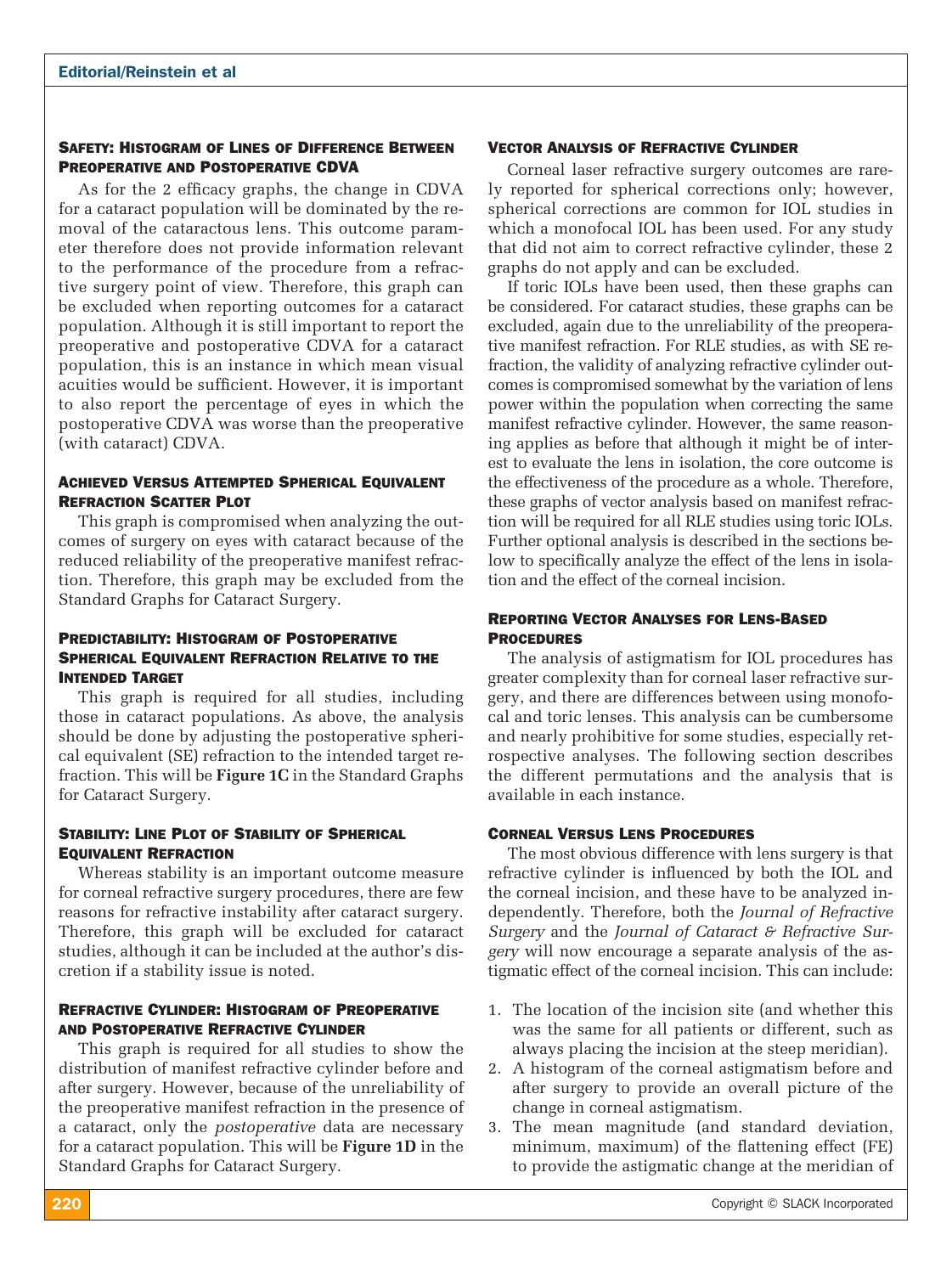### Safety: Histogram of Lines of Difference Between Preoperative and Postoperative CDVA

As for the 2 efficacy graphs, the change in CDVA for a cataract population will be dominated by the removal of the cataractous lens. This outcome parameter therefore does not provide information relevant to the performance of the procedure from a refractive surgery point of view. Therefore, this graph can be excluded when reporting outcomes for a cataract population. Although it is still important to report the preoperative and postoperative CDVA for a cataract population, this is an instance in which mean visual acuities would be sufficient. However, it is important to also report the percentage of eyes in which the postoperative CDVA was worse than the preoperative (with cataract) CDVA.

### Achieved Versus Attempted Spherical Equivalent Refraction Scatter Plot

This graph is compromised when analyzing the outcomes of surgery on eyes with cataract because of the reduced reliability of the preoperative manifest refraction. Therefore, this graph may be excluded from the Standard Graphs for Cataract Surgery.

### Predictability: Histogram of Postoperative Spherical Equivalent Refraction Relative to the Intended Target

This graph is required for all studies, including those in cataract populations. As above, the analysis should be done by adjusting the postoperative spherical equivalent (SE) refraction to the intended target refraction. This will be **Figure 1C** in the Standard Graphs for Cataract Surgery.

### Stability: Line Plot of Stability of Spherical Equivalent Refraction

Whereas stability is an important outcome measure for corneal refractive surgery procedures, there are few reasons for refractive instability after cataract surgery. Therefore, this graph will be excluded for cataract studies, although it can be included at the author's discretion if a stability issue is noted.

### Refractive Cylinder: Histogram of Preoperative and Postoperative Refractive Cylinder

This graph is required for all studies to show the distribution of manifest refractive cylinder before and after surgery. However, because of the unreliability of the preoperative manifest refraction in the presence of a cataract, only the *postoperative* data are necessary for a cataract population. This will be **Figure 1D** in the Standard Graphs for Cataract Surgery.

### Vector Analysis of Refractive Cylinder

Corneal laser refractive surgery outcomes are rarely reported for spherical corrections only; however, spherical corrections are common for IOL studies in which a monofocal IOL has been used. For any study that did not aim to correct refractive cylinder, these 2 graphs do not apply and can be excluded.

If toric IOLs have been used, then these graphs can be considered. For cataract studies, these graphs can be excluded, again due to the unreliability of the preoperative manifest refraction. For RLE studies, as with SE refraction, the validity of analyzing refractive cylinder outcomes is compromised somewhat by the variation of lens power within the population when correcting the same manifest refractive cylinder. However, the same reasoning applies as before that although it might be of interest to evaluate the lens in isolation, the core outcome is the effectiveness of the procedure as a whole. Therefore, these graphs of vector analysis based on manifest refraction will be required for all RLE studies using toric IOLs. Further optional analysis is described in the sections below to specifically analyze the effect of the lens in isolation and the effect of the corneal incision.

### Reporting Vector Analyses for Lens-Based Procedures

The analysis of astigmatism for IOL procedures has greater complexity than for corneal laser refractive surgery, and there are differences between using monofocal and toric lenses. This analysis can be cumbersome and nearly prohibitive for some studies, especially retrospective analyses. The following section describes the different permutations and the analysis that is available in each instance.

### Corneal Versus Lens Procedures

The most obvious difference with lens surgery is that refractive cylinder is influenced by both the IOL and the corneal incision, and these have to be analyzed independently. Therefore, both the *Journal of Refractive Surgery* and the *Journal of Cataract & Refractive Surgery* will now encourage a separate analysis of the astigmatic effect of the corneal incision. This can include:

1. The location of the incision site (and whether this was the same for all patients or different, such as always placing the incision at the steep meridian).
2. A histogram of the corneal astigmatism before and after surgery to provide an overall picture of the change in corneal astigmatism.
3. The mean magnitude (and standard deviation, minimum, maximum) of the flattening effect (FE) to provide the astigmatic change at the meridian of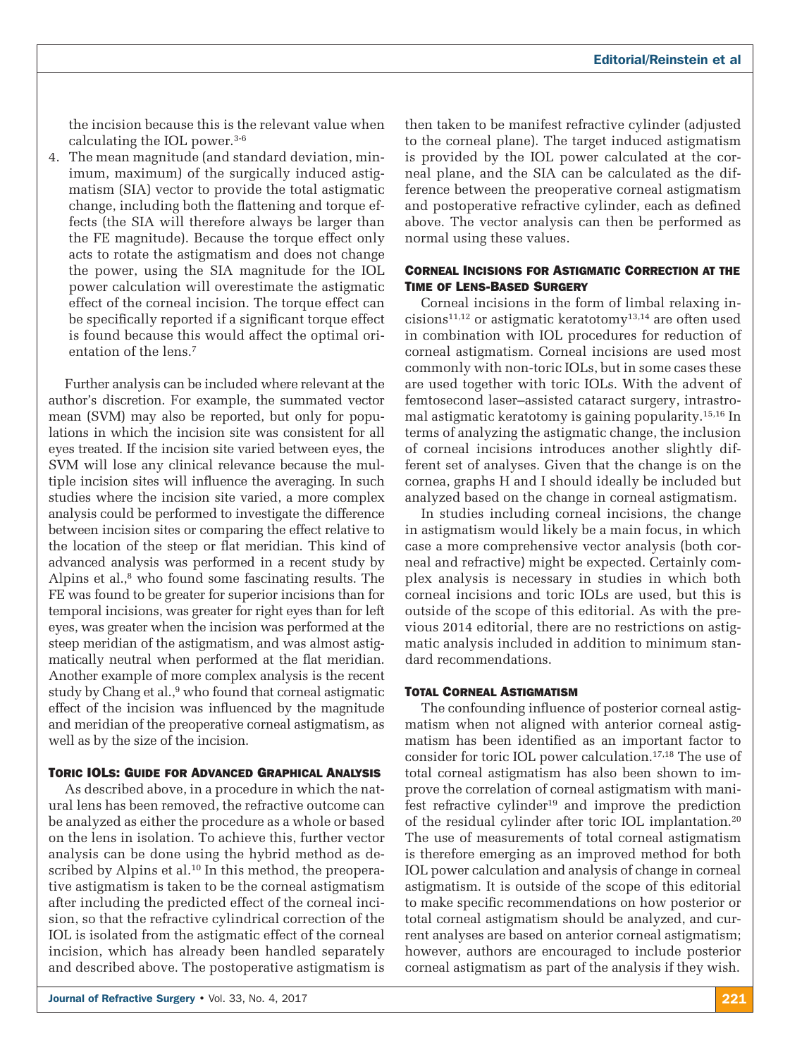the incision because this is the relevant value when calculating the IOL power.[3-6]

4. The mean magnitude (and standard deviation, minimum, maximum) of the surgically induced astigmatism (SIA) vector to provide the total astigmatic change, including both the flattening and torque effects (the SIA will therefore always be larger than the FE magnitude). Because the torque effect only acts to rotate the astigmatism and does not change the power, using the SIA magnitude for the IOL power calculation will overestimate the astigmatic effect of the corneal incision. The torque effect can be specifically reported if a significant torque effect is found because this would affect the optimal orientation of the lens.[7]

Further analysis can be included where relevant at the author's discretion. For example, the summated vector mean (SVM) may also be reported, but only for populations in which the incision site was consistent for all eyes treated. If the incision site varied between eyes, the SVM will lose any clinical relevance because the multiple incision sites will influence the averaging. In such studies where the incision site varied, a more complex analysis could be performed to investigate the difference between incision sites or comparing the effect relative to the location of the steep or flat meridian. This kind of advanced analysis was performed in a recent study by Alpins et al.,[8] who found some fascinating results. The FE was found to be greater for superior incisions than for temporal incisions, was greater for right eyes than for left eyes, was greater when the incision was performed at the steep meridian of the astigmatism, and was almost astigmatically neutral when performed at the flat meridian. Another example of more complex analysis is the recent study by Chang et al.,[9] who found that corneal astigmatic effect of the incision was influenced by the magnitude and meridian of the preoperative corneal astigmatism, as well as by the size of the incision.

## Toric IOLs: Guide for Advanced Graphical Analysis

As described above, in a procedure in which the natural lens has been removed, the refractive outcome can be analyzed as either the procedure as a whole or based on the lens in isolation. To achieve this, further vector analysis can be done using the hybrid method as described by Alpins et al.[10] In this method, the preoperative astigmatism is taken to be the corneal astigmatism after including the predicted effect of the corneal incision, so that the refractive cylindrical correction of the IOL is isolated from the astigmatic effect of the corneal incision, which has already been handled separately and described above. The postoperative astigmatism is then taken to be manifest refractive cylinder (adjusted to the corneal plane). The target induced astigmatism is provided by the IOL power calculated at the corneal plane, and the SIA can be calculated as the difference between the preoperative corneal astigmatism and postoperative refractive cylinder, each as defined above. The vector analysis can then be performed as normal using these values.

## Corneal Incisions for Astigmatic Correction at the Time of Lens-Based Surgery

Corneal incisions in the form of limbal relaxing incisions[11,12] or astigmatic keratotomy[13,14] are often used in combination with IOL procedures for reduction of corneal astigmatism. Corneal incisions are used most commonly with non-toric IOLs, but in some cases these are used together with toric IOLs. With the advent of femtosecond laser–assisted cataract surgery, intrastromal astigmatic keratotomy is gaining popularity.[15,16] In terms of analyzing the astigmatic change, the inclusion of corneal incisions introduces another slightly different set of analyses. Given that the change is on the cornea, graphs H and I should ideally be included but analyzed based on the change in corneal astigmatism.

In studies including corneal incisions, the change in astigmatism would likely be a main focus, in which case a more comprehensive vector analysis (both corneal and refractive) might be expected. Certainly complex analysis is necessary in studies in which both corneal incisions and toric IOLs are used, but this is outside of the scope of this editorial. As with the previous 2014 editorial, there are no restrictions on astigmatic analysis included in addition to minimum standard recommendations.

## Total Corneal Astigmatism

The confounding influence of posterior corneal astigmatism when not aligned with anterior corneal astigmatism has been identified as an important factor to consider for toric IOL power calculation.[17,18] The use of total corneal astigmatism has also been shown to improve the correlation of corneal astigmatism with manifest refractive cylinder[19] and improve the prediction of the residual cylinder after toric IOL implantation.[20] The use of measurements of total corneal astigmatism is therefore emerging as an improved method for both IOL power calculation and analysis of change in corneal astigmatism. It is outside of the scope of this editorial to make specific recommendations on how posterior or total corneal astigmatism should be analyzed, and current analyses are based on anterior corneal astigmatism; however, authors are encouraged to include posterior corneal astigmatism as part of the analysis if they wish.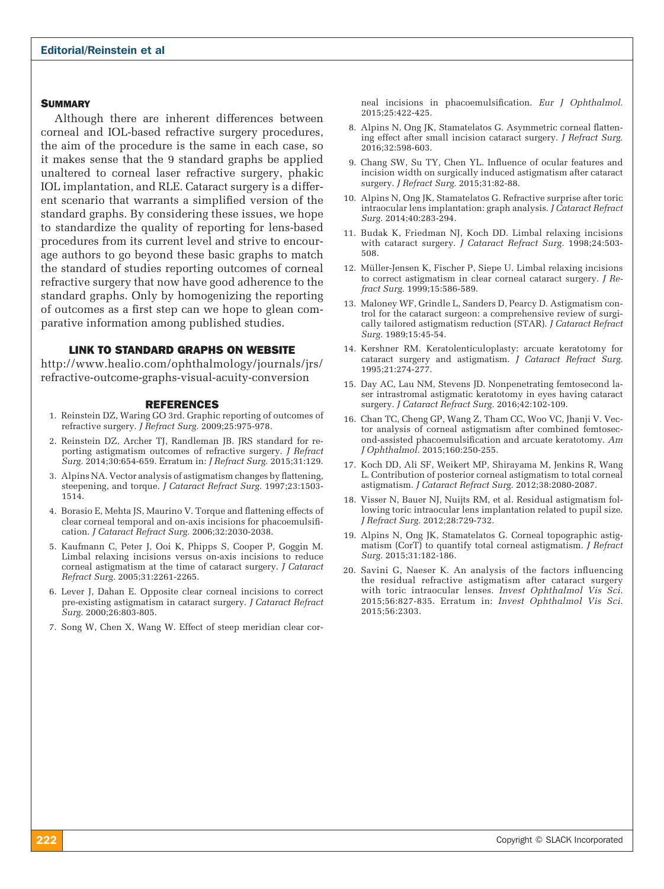## Summary

Although there are inherent differences between corneal and IOL-based refractive surgery procedures, the aim of the procedure is the same in each case, so it makes sense that the 9 standard graphs be applied unaltered to corneal laser refractive surgery, phakic IOL implantation, and RLE. Cataract surgery is a different scenario that warrants a simplified version of the standard graphs. By considering these issues, we hope to standardize the quality of reporting for lens-based procedures from its current level and strive to encourage authors to go beyond these basic graphs to match the standard of studies reporting outcomes of corneal refractive surgery that now have good adherence to the standard graphs. Only by homogenizing the reporting of outcomes as a first step can we hope to glean comparative information among published studies.

## Link to Standard Graphs on Website

http://www.healio.com/ophthalmology/journals/jrs/refractive-outcome-graphs-visual-acuity-conversion

## References

1. Reinstein DZ, Waring GO 3rd. Graphic reporting of outcomes of refractive surgery. *J Refract Surg.* 2009;25:975-978.
2. Reinstein DZ, Archer TJ, Randleman JB. JRS standard for reporting astigmatism outcomes of refractive surgery. *J Refract Surg.* 2014;30:654-659. Erratum in: *J Refract Surg.* 2015;31:129.
3. Alpins NA. Vector analysis of astigmatism changes by flattening, steepening, and torque. *J Cataract Refract Surg.* 1997;23:1503-1514.
4. Borasio E, Mehta JS, Maurino V. Torque and flattening effects of clear corneal temporal and on-axis incisions for phacoemulsification. *J Cataract Refract Surg.* 2006;32:2030-2038.
5. Kaufmann C, Peter J, Ooi K, Phipps S, Cooper P, Goggin M. Limbal relaxing incisions versus on-axis incisions to reduce corneal astigmatism at the time of cataract surgery. *J Cataract Refract Surg.* 2005;31:2261-2265.
6. Lever J, Dahan E. Opposite clear corneal incisions to correct pre-existing astigmatism in cataract surgery. *J Cataract Refract Surg.* 2000;26:803-805.
7. Song W, Chen X, Wang W. Effect of steep meridian clear corneal incisions in phacoemulsification. *Eur J Ophthalmol.* 2015;25:422-425.
8. Alpins N, Ong JK, Stamatelatos G. Asymmetric corneal flattening effect after small incision cataract surgery. *J Refract Surg.* 2016;32:598-603.
9. Chang SW, Su TY, Chen YL. Influence of ocular features and incision width on surgically induced astigmatism after cataract surgery. *J Refract Surg.* 2015;31:82-88.
10. Alpins N, Ong JK, Stamatelatos G. Refractive surprise after toric intraocular lens implantation: graph analysis. *J Cataract Refract Surg.* 2014;40:283-294.
11. Budak K, Friedman NJ, Koch DD. Limbal relaxing incisions with cataract surgery. *J Cataract Refract Surg.* 1998;24:503-508.
12. Müller-Jensen K, Fischer P, Siepe U. Limbal relaxing incisions to correct astigmatism in clear corneal cataract surgery. *J Refract Surg.* 1999;15:586-589.
13. Maloney WF, Grindle L, Sanders D, Pearcy D. Astigmatism control for the cataract surgeon: a comprehensive review of surgically tailored astigmatism reduction (STAR). *J Cataract Refract Surg.* 1989;15:45-54.
14. Kershner RM. Keratolenticuloplasty: arcuate keratotomy for cataract surgery and astigmatism. *J Cataract Refract Surg.* 1995;21:274-277.
15. Day AC, Lau NM, Stevens JD. Nonpenetrating femtosecond laser intrastromal astigmatic keratotomy in eyes having cataract surgery. *J Cataract Refract Surg.* 2016;42:102-109.
16. Chan TC, Cheng GP, Wang Z, Tham CC, Woo VC, Jhanji V. Vector analysis of corneal astigmatism after combined femtosecond-assisted phacoemulsification and arcuate keratotomy. *Am J Ophthalmol.* 2015;160:250-255.
17. Koch DD, Ali SF, Weikert MP, Shirayama M, Jenkins R, Wang L. Contribution of posterior corneal astigmatism to total corneal astigmatism. *J Cataract Refract Surg.* 2012;38:2080-2087.
18. Visser N, Bauer NJ, Nuijts RM, et al. Residual astigmatism following toric intraocular lens implantation related to pupil size. *J Refract Surg.* 2012;28:729-732.
19. Alpins N, Ong JK, Stamatelatos G. Corneal topographic astigmatism (CorT) to quantify total corneal astigmatism. *J Refract Surg.* 2015;31:182-186.
20. Savini G, Naeser K. An analysis of the factors influencing the residual refractive astigmatism after cataract surgery with toric intraocular lenses. *Invest Ophthalmol Vis Sci.* 2015;56:827-835. Erratum in: *Invest Ophthalmol Vis Sci.* 2015;56:2303.